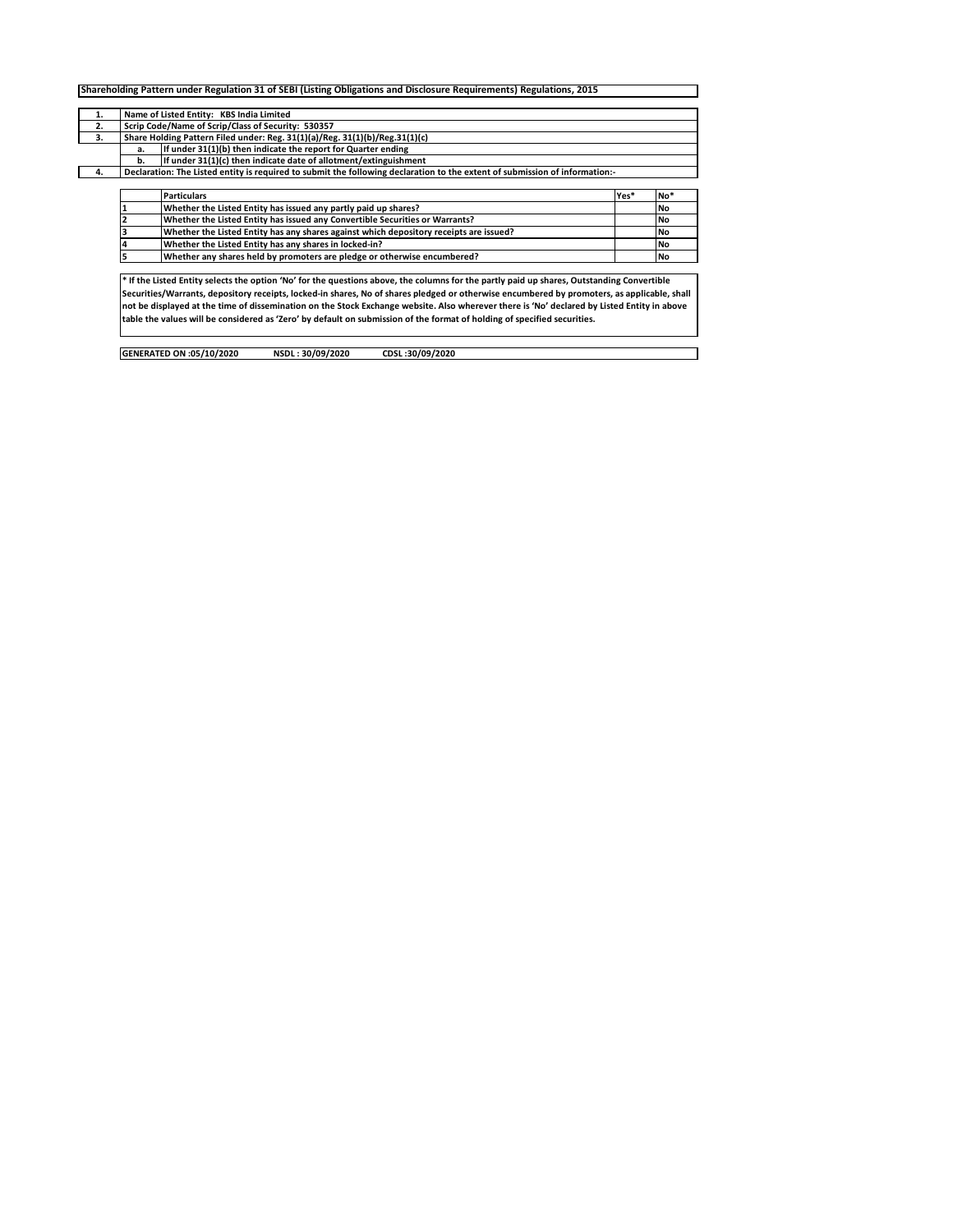**Shareholding Pattern under Regulation 31 of SEBI (Listing Obligations and Disclosure Requirements) Regulations, 2015**

| | | |
|---|---|---|
| 1. | Name of Listed Entity: KBS India Limited | |
| 2. | Scrip Code/Name of Scrip/Class of Security: 530357 | |
| 3. | Share Holding Pattern Filed under: Reg. 31(1)(a)/Reg. 31(1)(b)/Reg.31(1)(c) | |
| | a. | If under 31(1)(b) then indicate the report for Quarter ending |
| | b. | If under 31(1)(c) then indicate date of allotment/extinguishment |
| 4. | Declaration: The Listed entity is required to submit the following declaration to the extent of submission of information:- | |

| | Particulars | Yes* | No* |
|---|---|---|---|
| 1 | Whether the Listed Entity has issued any partly paid up shares? | | No |
| 2 | Whether the Listed Entity has issued any Convertible Securities or Warrants? | | No |
| 3 | Whether the Listed Entity has any shares against which depository receipts are issued? | | No |
| 4 | Whether the Listed Entity has any shares in locked-in? | | No |
| 5 | Whether any shares held by promoters are pledge or otherwise encumbered? | | No |

**\* If the Listed Entity selects the option 'No' for the questions above, the columns for the partly paid up shares, Outstanding Convertible Securities/Warrants, depository receipts, locked-in shares, No of shares pledged or otherwise encumbered by promoters, as applicable, shall not be displayed at the time of dissemination on the Stock Exchange website. Also wherever there is 'No' declared by Listed Entity in above table the values will be considered as 'Zero' by default on submission of the format of holding of specified securities.**

**GENERATED ON :05/10/2020 NSDL : 30/09/2020 CDSL :30/09/2020**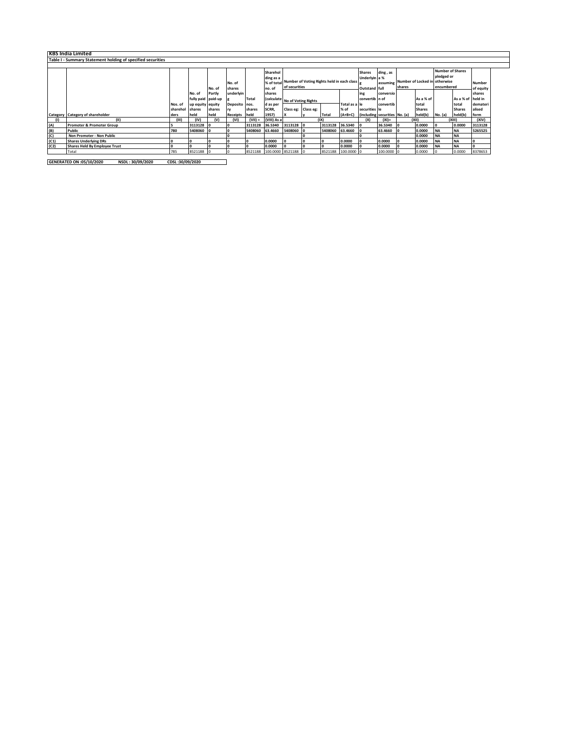**KBS India Limited**

**Table I - Summary Statement holding of specified securities**

| Category | Category of shareholder | Nos. of shareholders | No. of fully paid up equity shares held | No. of Partly paid-up equity shares held | No. of shares underlying Depository Receipts | Total nos. shares held | Shareholding as a % of total no. of shares (calculated as per SCRR, 1957) | Number of Voting Rights held in each class of securities | | | | Shares Underlying Outstanding convertible securities (including | Shareholding , as a % assuming full conversion of convertible securities | Number of Locked in shares | | Number of Shares pledged or otherwise encumbered | | Number of equity shares held in dematerialised form |
|---|---|---|---|---|---|---|---|---|---|---|---|---|---|---|---|---|---|---|
| | | | | | | | | No of Voting Rights | | | Total as a % of (A+B+C) | | | No. (a) | As a % of total Shares held(b) | No. (a) | As a % of total Shares held(b) | |
| | | | | | | | | Class eg: X | Class eg: y | Total | | | | | | | | |
| (I) | (II) | (III) | (IV) | (V) | (VI) | (VII) = | (VIII) As a | (IX) | | | | (X) | (XI)= | (XII) | | (XIII) | | (XIV) |
| (A) | **Promoter & Promoter Group** | 5 | 3113128 | 0 | 0 | 3113128 | 36.5340 | 3113128 | 0 | 3113128 | 36.5340 | 0 | 36.5340 | 0 | 0.0000 | 0 | 0.0000 | 3113128 |
| (B) | **Public** | 780 | 5408060 | 0 | 0 | 5408060 | 63.4660 | 5408060 | 0 | 5408060 | 63.4660 | 0 | 63.4660 | 0 | 0.0000 | NA | NA | 5265525 |
| (C) | **Non Promoter - Non Public** | | | | 0 | | | | 0 | | | 0 | | | 0.0000 | NA | NA | |
| (C1) | **Shares Underlying DRs** | 0 | 0 | 0 | 0 | 0 | 0.0000 | 0 | 0 | 0 | 0.0000 | 0 | 0.0000 | 0 | 0.0000 | NA | NA | 0 |
| (C2) | **Shares Held By Employee Trust** | 0 | 0 | 0 | 0 | 0 | 0.0000 | 0 | 0 | 0 | 0.0000 | 0 | 0.0000 | 0 | 0.0000 | NA | NA | 0 |
| | Total | 785 | 8521188 | 0 | 0 | 8521188 | 100.0000 | 8521188 | 0 | 8521188 | 100.0000 | 0 | 100.0000 | 0 | 0.0000 | 0 | 0.0000 | 8378653 |

**GENERATED ON :05/10/2020 NSDL : 30/09/2020 CDSL :30/09/2020**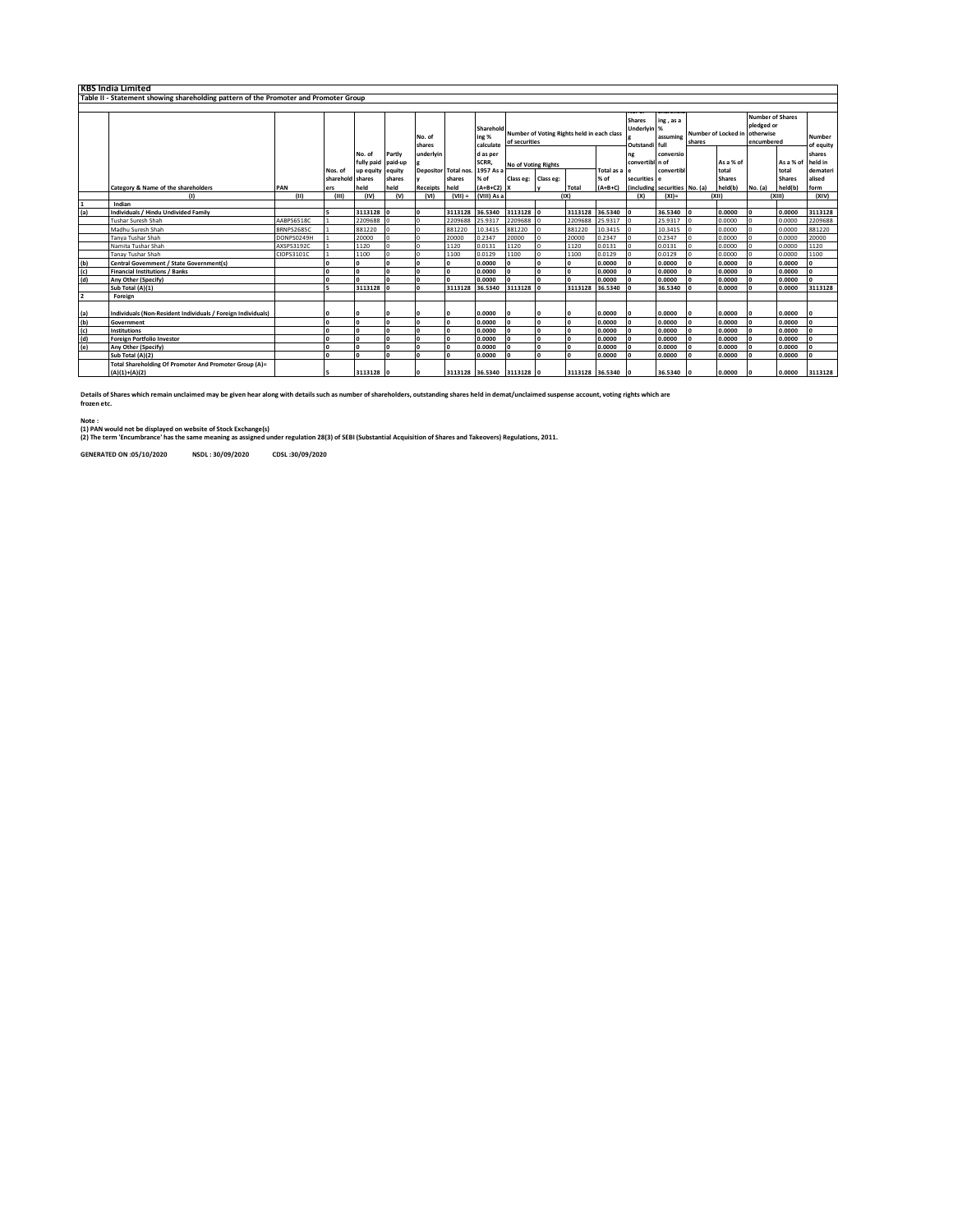## KBS India Limited

### Table II - Statement showing shareholding pattern of the Promoter and Promoter Group

| | Category & Name of the shareholders | PAN | Nos. of shareholders | No. of fully paid up equity shares held | Partly paid-up equity shares held | No. of shares underlying Depository Receipts | Total nos. shares held | Shareholding % calculated as per SCRR, 1957 As a % of (A+B+C2) | Number of Voting Rights held in each class of securities | | | | No. of Shares Underlying Outstanding convertible securities (including | Shareholding, as a % assuming full conversion of convertible securities | Number of Locked in shares | | Number of Shares pledged or otherwise encumbered | | Number of equity shares held in dematerialised form |
|---|---|---|---|---|---|---|---|---|---|---|---|---|---|---|---|---|---|---|---|
| | | | | | | | | | No of Voting Rights | | | Total as a % of (A+B+C) | | | No. (a) | As a % of total Shares held(b) | No. (a) | As a % of total Shares held(b) | |
| | | | | | | | | | Class eg: X | Class eg: y | Total | | | | | | | | |
| | (I) | (II) | (III) | (IV) | (V) | (VI) | (VII) = | (VIII) As a | (IX) | | | | (X) | (XI)= | (XII) | | (XIII) | | (XIV) |
| 1 | Indian | | | | | | | | | | | | | | | | | | |
| (a) | **Individuals / Hindu Undivided Family** | | 5 | 3113128 | 0 | 0 | 3113128 | 36.5340 | 3113128 | 0 | 3113128 | 36.5340 | 0 | 36.5340 | 0 | 0.0000 | 0 | 0.0000 | 3113128 |
| | Tushar Suresh Shah | AABPS6518C | 1 | 2209688 | 0 | 0 | 2209688 | 25.9317 | 2209688 | 0 | 2209688 | 25.9317 | 0 | 25.9317 | 0 | 0.0000 | 0 | 0.0000 | 2209688 |
| | Madhu Suresh Shah | BRNPS2685C | 1 | 881220 | 0 | 0 | 881220 | 10.3415 | 881220 | 0 | 881220 | 10.3415 | 0 | 10.3415 | 0 | 0.0000 | 0 | 0.0000 | 881220 |
| | Tanya Tushar Shah | DONPS0249H | 1 | 20000 | 0 | 0 | 20000 | 0.2347 | 20000 | 0 | 20000 | 0.2347 | 0 | 0.2347 | 0 | 0.0000 | 0 | 0.0000 | 20000 |
| | Namita Tushar Shah | AXSPS3192C | 1 | 1120 | 0 | 0 | 1120 | 0.0131 | 1120 | 0 | 1120 | 0.0131 | 0 | 0.0131 | 0 | 0.0000 | 0 | 0.0000 | 1120 |
| | Tanay Tushar Shah | CIOPS3101C | 1 | 1100 | 0 | 0 | 1100 | 0.0129 | 1100 | 0 | 1100 | 0.0129 | 0 | 0.0129 | 0 | 0.0000 | 0 | 0.0000 | 1100 |
| (b) | **Central Government / State Government(s)** | | 0 | 0 | 0 | 0 | 0 | 0.0000 | 0 | 0 | 0 | 0.0000 | 0 | 0.0000 | 0 | 0.0000 | 0 | 0.0000 | 0 |
| (c) | **Financial Institutions / Banks** | | 0 | 0 | 0 | 0 | 0 | 0.0000 | 0 | 0 | 0 | 0.0000 | 0 | 0.0000 | 0 | 0.0000 | 0 | 0.0000 | 0 |
| (d) | **Any Other (Specify)** | | 0 | 0 | 0 | 0 | 0 | 0.0000 | 0 | 0 | 0 | 0.0000 | 0 | 0.0000 | 0 | 0.0000 | 0 | 0.0000 | 0 |
| | **Sub Total (A)(1)** | | 5 | 3113128 | 0 | 0 | 3113128 | 36.5340 | 3113128 | 0 | 3113128 | 36.5340 | 0 | 36.5340 | 0 | 0.0000 | 0 | 0.0000 | 3113128 |
| 2 | Foreign | | | | | | | | | | | | | | | | | | |
| (a) | **Individuals (Non-Resident Individuals / Foreign Individuals)** | | 0 | 0 | 0 | 0 | 0 | 0.0000 | 0 | 0 | 0 | 0.0000 | 0 | 0.0000 | 0 | 0.0000 | 0 | 0.0000 | 0 |
| (b) | **Government** | | 0 | 0 | 0 | 0 | 0 | 0.0000 | 0 | 0 | 0 | 0.0000 | 0 | 0.0000 | 0 | 0.0000 | 0 | 0.0000 | 0 |
| (c) | **Institutions** | | 0 | 0 | 0 | 0 | 0 | 0.0000 | 0 | 0 | 0 | 0.0000 | 0 | 0.0000 | 0 | 0.0000 | 0 | 0.0000 | 0 |
| (d) | **Foreign Portfolio Investor** | | 0 | 0 | 0 | 0 | 0 | 0.0000 | 0 | 0 | 0 | 0.0000 | 0 | 0.0000 | 0 | 0.0000 | 0 | 0.0000 | 0 |
| (e) | **Any Other (Specify)** | | 0 | 0 | 0 | 0 | 0 | 0.0000 | 0 | 0 | 0 | 0.0000 | 0 | 0.0000 | 0 | 0.0000 | 0 | 0.0000 | 0 |
| | **Sub Total (A)(2)** | | 0 | 0 | 0 | 0 | 0 | 0.0000 | 0 | 0 | 0 | 0.0000 | 0 | 0.0000 | 0 | 0.0000 | 0 | 0.0000 | 0 |
| | **Total Shareholding Of Promoter And Promoter Group (A)= (A)(1)+(A)(2)** | | 5 | 3113128 | 0 | 0 | 3113128 | 36.5340 | 3113128 | 0 | 3113128 | 36.5340 | 0 | 36.5340 | 0 | 0.0000 | 0 | 0.0000 | 3113128 |

**Details of Shares which remain unclaimed may be given hear along with details such as number of shareholders, outstanding shares held in demat/unclaimed suspense account, voting rights which are frozen etc.**

**Note :**
**(1) PAN would not be displayed on website of Stock Exchange(s)**
**(2) The term 'Encumbrance' has the same meaning as assigned under regulation 28(3) of SEBI (Substantial Acquisition of Shares and Takeovers) Regulations, 2011.**

**GENERATED ON :05/10/2020 NSDL : 30/09/2020 CDSL :30/09/2020**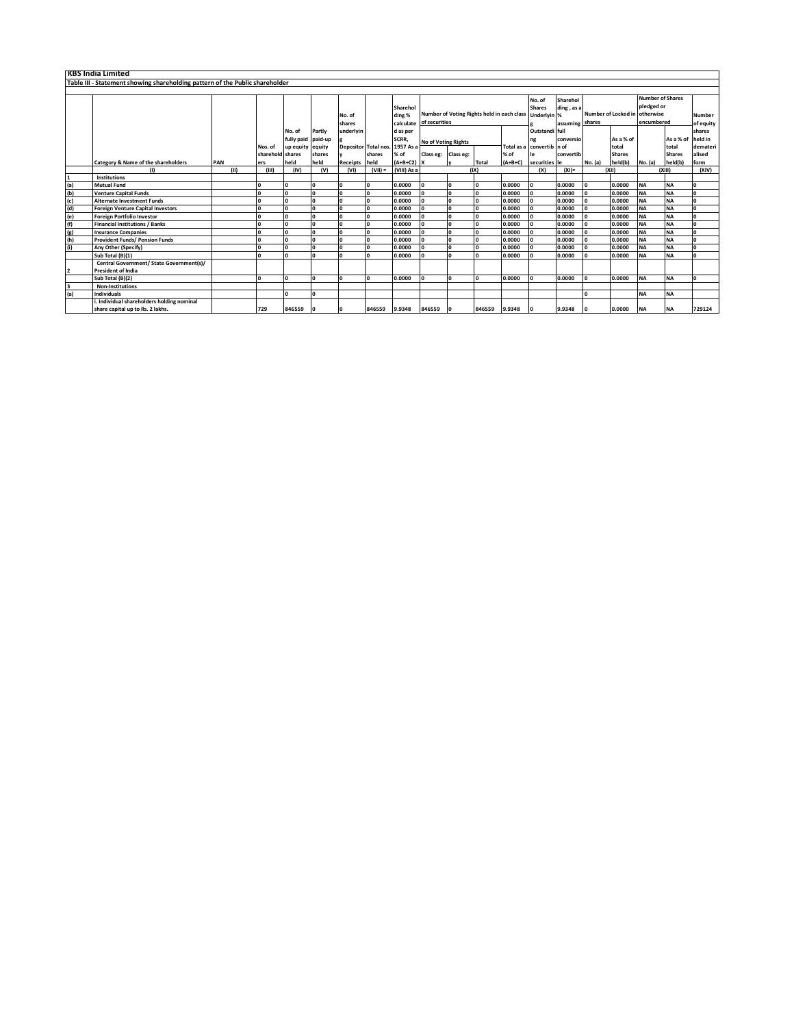# KBS India Limited

## Table III - Statement showing shareholding pattern of the Public shareholder

| | Category & Name of the shareholders | PAN | Nos. of shareholders | No. of fully paid up equity shares held | Partly paid-up equity shares held | No. of shares underlying Depository Receipts | Total nos. shares held | Shareholding % calculated as per SCRR, 1957 As a % of (A+B+C2) | Number of Voting Rights held in each class of securities | | | | No. of Shares Underlying Outstanding convertible securities | Shareholding , as a % assuming full conversion of convertible | Number of Locked in shares | | Number of Shares pledged or otherwise encumbered | | Number of equity shares held in dematerialised form |
|---|---|---|---|---|---|---|---|---|---|---|---|---|---|---|---|---|---|---|---|
| | | | | | | | | | No of Voting Rights | | | Total as a % of (A+B+C) | | | No. (a) | As a % of total Shares held(b) | No. (a) | As a % of total Shares held(b) | |
| | | | | | | | | | Class eg: X | Class eg: y | Total | | | | | | | | |
| | (I) | (II) | (III) | (IV) | (V) | (VI) | (VII) = | (VIII) As a | (IX) | | | | (X) | (XI)= | (XII) | | (XIII) | | (XIV) |
| 1 | Institutions | | | | | | | | | | | | | | | | | | |
| (a) | Mutual Fund | | 0 | 0 | 0 | 0 | 0 | 0.0000 | 0 | 0 | 0 | 0.0000 | 0 | 0.0000 | 0 | 0.0000 | NA | NA | 0 |
| (b) | Venture Capital Funds | | 0 | 0 | 0 | 0 | 0 | 0.0000 | 0 | 0 | 0 | 0.0000 | 0 | 0.0000 | 0 | 0.0000 | NA | NA | 0 |
| (c) | Alternate Investment Funds | | 0 | 0 | 0 | 0 | 0 | 0.0000 | 0 | 0 | 0 | 0.0000 | 0 | 0.0000 | 0 | 0.0000 | NA | NA | 0 |
| (d) | Foreign Venture Capital Investors | | 0 | 0 | 0 | 0 | 0 | 0.0000 | 0 | 0 | 0 | 0.0000 | 0 | 0.0000 | 0 | 0.0000 | NA | NA | 0 |
| (e) | Foreign Portfolio Investor | | 0 | 0 | 0 | 0 | 0 | 0.0000 | 0 | 0 | 0 | 0.0000 | 0 | 0.0000 | 0 | 0.0000 | NA | NA | 0 |
| (f) | Financial Institutions / Banks | | 0 | 0 | 0 | 0 | 0 | 0.0000 | 0 | 0 | 0 | 0.0000 | 0 | 0.0000 | 0 | 0.0000 | NA | NA | 0 |
| (g) | Insurance Companies | | 0 | 0 | 0 | 0 | 0 | 0.0000 | 0 | 0 | 0 | 0.0000 | 0 | 0.0000 | 0 | 0.0000 | NA | NA | 0 |
| (h) | Provident Funds/ Pension Funds | | 0 | 0 | 0 | 0 | 0 | 0.0000 | 0 | 0 | 0 | 0.0000 | 0 | 0.0000 | 0 | 0.0000 | NA | NA | 0 |
| (i) | Any Other (Specify) | | 0 | 0 | 0 | 0 | 0 | 0.0000 | 0 | 0 | 0 | 0.0000 | 0 | 0.0000 | 0 | 0.0000 | NA | NA | 0 |
| | Sub Total (B)(1) | | 0 | 0 | 0 | 0 | 0 | 0.0000 | 0 | 0 | 0 | 0.0000 | 0 | 0.0000 | 0 | 0.0000 | NA | NA | 0 |
| 2 | Central Government/ State Government(s)/ President of India | | | | | | | | | | | | | | | | | | |
| | Sub Total (B)(2) | | 0 | 0 | 0 | 0 | 0 | 0.0000 | 0 | 0 | 0 | 0.0000 | 0 | 0.0000 | 0 | 0.0000 | NA | NA | 0 |
| 3 | Non-Institutions | | | | | | | | | | | | | | | | | | |
| (a) | Individuals | | | 0 | 0 | | | | | | | | | | 0 | | NA | NA | |
| | i. Individual shareholders holding nominal share capital up to Rs. 2 lakhs. | | 729 | 846559 | 0 | 0 | 846559 | 9.9348 | 846559 | 0 | 846559 | 9.9348 | 0 | 9.9348 | 0 | 0.0000 | NA | NA | 729124 |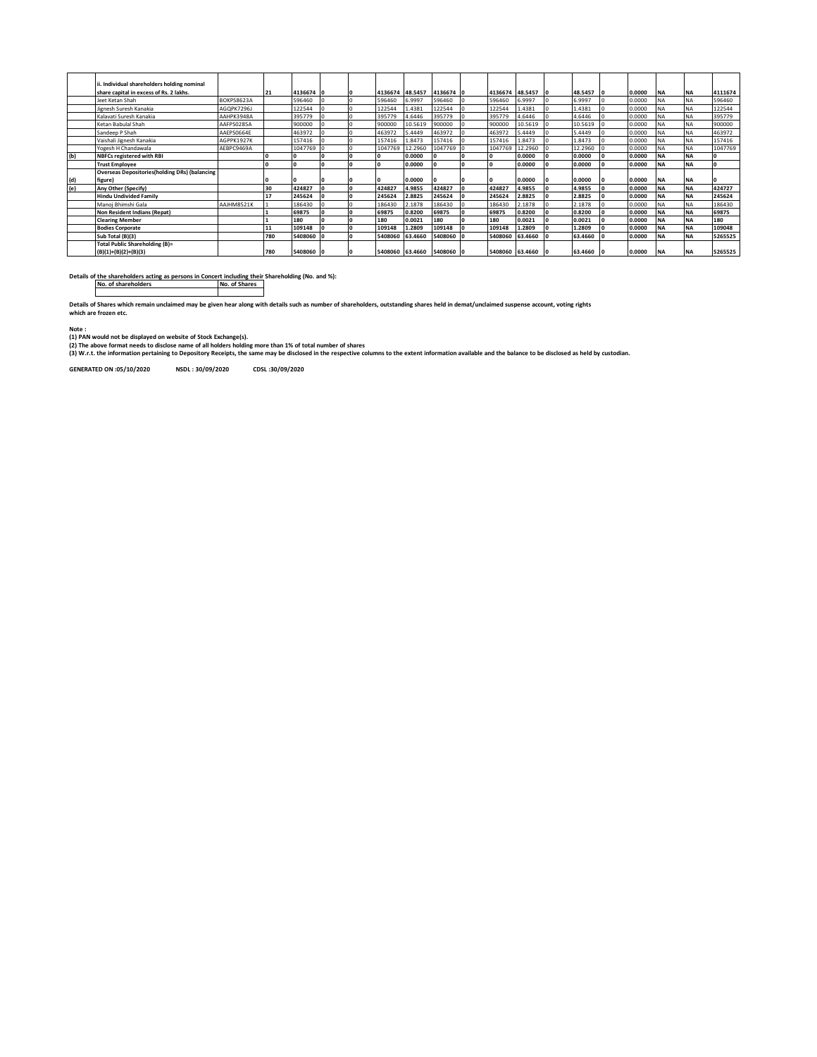| | ii. Individual shareholders holding nominal share capital in excess of Rs. 2 lakhs. | | 21 | 4136674 | 0 | 0 | 4136674 | 48.5457 | 4136674 | 0 | 4136674 | 48.5457 | 0 | 48.5457 | 0 | 0.0000 | NA | NA | 4111674 |
|---|---|---|---|---|---|---|---|---|---|---|---|---|---|---|---|---|---|---|---|
| | Jeet Ketan Shah | BOKPS8623A | | 596460 | 0 | 0 | 596460 | 6.9997 | 596460 | 0 | 596460 | 6.9997 | 0 | 6.9997 | 0 | 0.0000 | NA | NA | 596460 |
| | Jignesh Suresh Kanakia | AGQPK7296J | | 122544 | 0 | 0 | 122544 | 1.4381 | 122544 | 0 | 122544 | 1.4381 | 0 | 1.4381 | 0 | 0.0000 | NA | NA | 122544 |
| | Kalavati Suresh Kanakia | AAHPK3948A | | 395779 | 0 | 0 | 395779 | 4.6446 | 395779 | 0 | 395779 | 4.6446 | 0 | 4.6446 | 0 | 0.0000 | NA | NA | 395779 |
| | Ketan Babulal Shah | AAFPS0285A | | 900000 | 0 | 0 | 900000 | 10.5619 | 900000 | 0 | 900000 | 10.5619 | 0 | 10.5619 | 0 | 0.0000 | NA | NA | 900000 |
| | Sandeep P Shah | AAEPS0664E | | 463972 | 0 | 0 | 463972 | 5.4449 | 463972 | 0 | 463972 | 5.4449 | 0 | 5.4449 | 0 | 0.0000 | NA | NA | 463972 |
| | Vaishali Jignesh Kanakia | AGPPK1927K | | 157416 | 0 | 0 | 157416 | 1.8473 | 157416 | 0 | 157416 | 1.8473 | 0 | 1.8473 | 0 | 0.0000 | NA | NA | 157416 |
| | Yogesh H Chandawala | AEBPC9469A | | 1047769 | 0 | 0 | 1047769 | 12.2960 | 1047769 | 0 | 1047769 | 12.2960 | 0 | 12.2960 | 0 | 0.0000 | NA | NA | 1047769 |
| (b) | **NBFCs registered with RBI** | | 0 | 0 | 0 | 0 | 0 | 0.0000 | 0 | 0 | 0 | 0.0000 | 0 | 0.0000 | 0 | 0.0000 | NA | NA | 0 |
| | **Trust Employee** | | 0 | 0 | 0 | 0 | 0 | 0.0000 | 0 | 0 | 0 | 0.0000 | 0 | 0.0000 | 0 | 0.0000 | NA | NA | 0 |
| (d) | **Overseas Depositories(holding DRs) (balancing figure)** | | 0 | 0 | 0 | 0 | 0 | 0.0000 | 0 | 0 | 0 | 0.0000 | 0 | 0.0000 | 0 | 0.0000 | NA | NA | 0 |
| (e) | **Any Other (Specify)** | | 30 | 424827 | 0 | 0 | 424827 | 4.9855 | 424827 | 0 | 424827 | 4.9855 | 0 | 4.9855 | 0 | 0.0000 | NA | NA | 424727 |
| | **Hindu Undivided Family** | | 17 | 245624 | 0 | 0 | 245624 | 2.8825 | 245624 | 0 | 245624 | 2.8825 | 0 | 2.8825 | 0 | 0.0000 | NA | NA | 245624 |
| | Manoj Bhimshi Gala | AAJHM8521K | 1 | 186430 | 0 | 0 | 186430 | 2.1878 | 186430 | 0 | 186430 | 2.1878 | 0 | 2.1878 | 0 | 0.0000 | NA | NA | 186430 |
| | **Non Resident Indians (Repat)** | | 1 | 69875 | 0 | 0 | 69875 | 0.8200 | 69875 | 0 | 69875 | 0.8200 | 0 | 0.8200 | 0 | 0.0000 | NA | NA | 69875 |
| | **Clearing Member** | | 1 | 180 | 0 | 0 | 180 | 0.0021 | 180 | 0 | 180 | 0.0021 | 0 | 0.0021 | 0 | 0.0000 | NA | NA | 180 |
| | **Bodies Corporate** | | 11 | 109148 | 0 | 0 | 109148 | 1.2809 | 109148 | 0 | 109148 | 1.2809 | 0 | 1.2809 | 0 | 0.0000 | NA | NA | 109048 |
| | **Sub Total (B)(3)** | | 780 | 5408060 | 0 | 0 | 5408060 | 63.4660 | 5408060 | 0 | 5408060 | 63.4660 | 0 | 63.4660 | 0 | 0.0000 | NA | NA | 5265525 |
| | **Total Public Shareholding (B)= (B)(1)+(B)(2)+(B)(3)** | | 780 | 5408060 | 0 | 0 | 5408060 | 63.4660 | 5408060 | 0 | 5408060 | 63.4660 | 0 | 63.4660 | 0 | 0.0000 | NA | NA | 5265525 |

**Details of the shareholders acting as persons in Concert including their Shareholding (No. and %):**

| No. of shareholders | No. of Shares |
|---|---|
| | |

**Details of Shares which remain unclaimed may be given hear along with details such as number of shareholders, outstanding shares held in demat/unclaimed suspense account, voting rights which are frozen etc.**

**Note :**

**(1) PAN would not be displayed on website of Stock Exchange(s).**

**(2) The above format needs to disclose name of all holders holding more than 1% of total number of shares**

**(3) W.r.t. the information pertaining to Depository Receipts, the same may be disclosed in the respective columns to the extent information available and the balance to be disclosed as held by custodian.**

**GENERATED ON :05/10/2020 NSDL : 30/09/2020 CDSL :30/09/2020**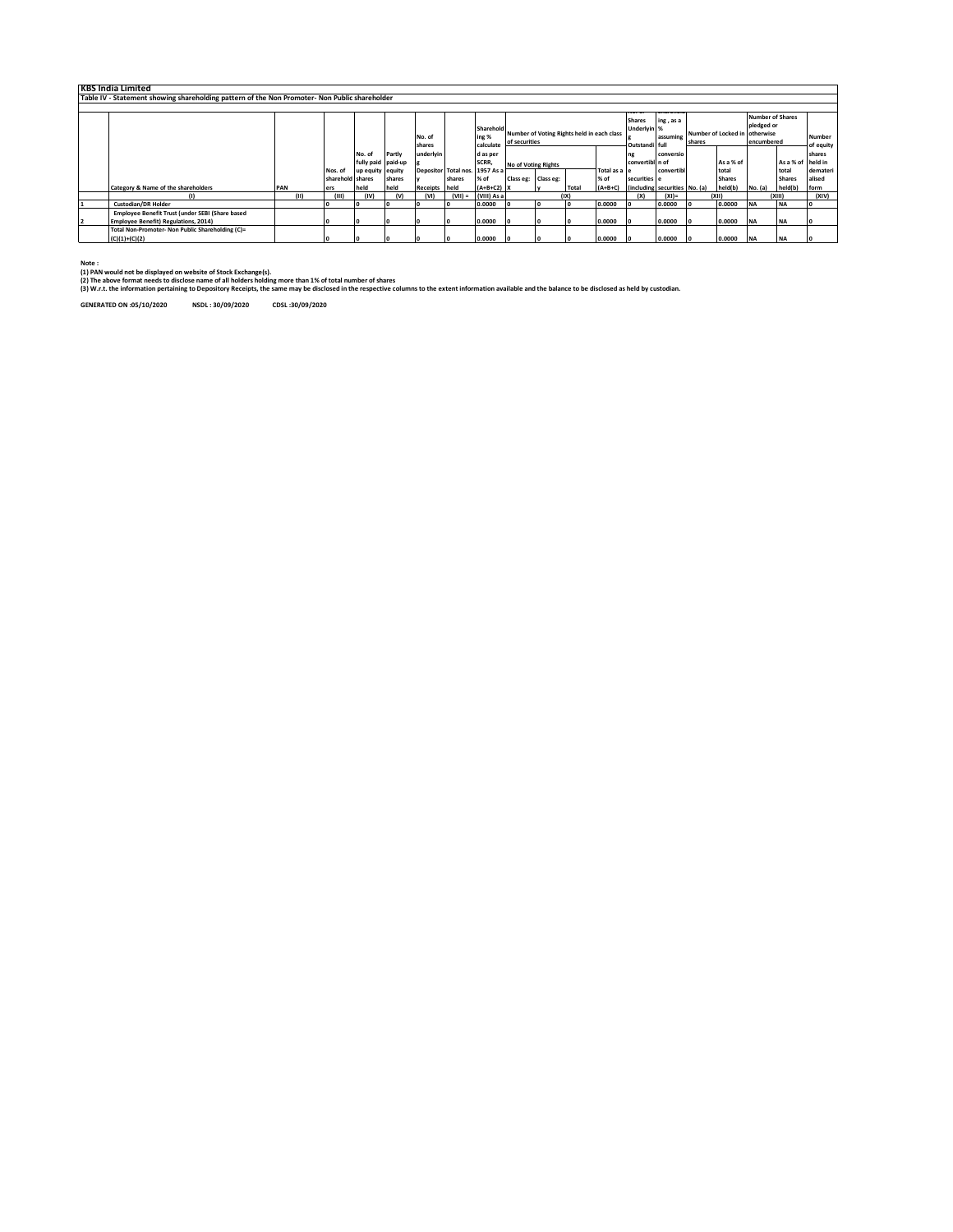# KBS India Limited

## Table IV - Statement showing shareholding pattern of the Non Promoter- Non Public shareholder

| | Category & Name of the shareholders | PAN | Nos. of shareholders | No. of fully paid up equity shares held | Partly paid-up equity shares held | No. of shares underlying Depository Receipts | Total nos. shares held | Shareholding % calculated as per SCRR, 1957 As a % of (A+B+C2) | Number of Voting Rights held in each class of securities | | | | No. of Shares Underlying Outstanding convertible securities (including | Shareholding , as a % assuming full conversion of convertible securities | Number of Locked in shares | | Number of Shares pledged or otherwise encumbered | | Number of equity shares held in dematerialised form |
|---|---|---|---|---|---|---|---|---|---|---|---|---|---|---|---|---|---|---|---|
| | | | | | | | | | No of Voting Rights | | | Total as a % of (A+B+C) | | | No. (a) | As a % of total Shares held(b) | No. (a) | As a % of total Shares held(b) | |
| | | | | | | | | | Class eg: X | Class eg: y | Total | | | | | | | | |
| | (I) | (II) | (III) | (IV) | (V) | (VI) | (VII) = | (VIII) As a | (IX) | | | | (X) | (XI)= | (XII) | | (XIII) | | (XIV) |
| 1 | Custodian/DR Holder | | 0 | 0 | 0 | 0 | 0 | 0.0000 | 0 | 0 | 0 | 0.0000 | 0 | 0.0000 | 0 | 0.0000 | NA | NA | 0 |
| 2 | Employee Benefit Trust (under SEBI (Share based Employee Benefit) Regulations, 2014) | | 0 | 0 | 0 | 0 | 0 | 0.0000 | 0 | 0 | 0 | 0.0000 | 0 | 0.0000 | 0 | 0.0000 | NA | NA | 0 |
| | Total Non-Promoter- Non Public Shareholding (C)= (C)(1)+(C)(2) | | 0 | 0 | 0 | 0 | 0 | 0.0000 | 0 | 0 | 0 | 0.0000 | 0 | 0.0000 | 0 | 0.0000 | NA | NA | 0 |

**Note :**

**(1) PAN would not be displayed on website of Stock Exchange(s).**

**(2) The above format needs to disclose name of all holders holding more than 1% of total number of shares**

**(3) W.r.t. the information pertaining to Depository Receipts, the same may be disclosed in the respective columns to the extent information available and the balance to be disclosed as held by custodian.**

**GENERATED ON :05/10/2020 NSDL : 30/09/2020 CDSL :30/09/2020**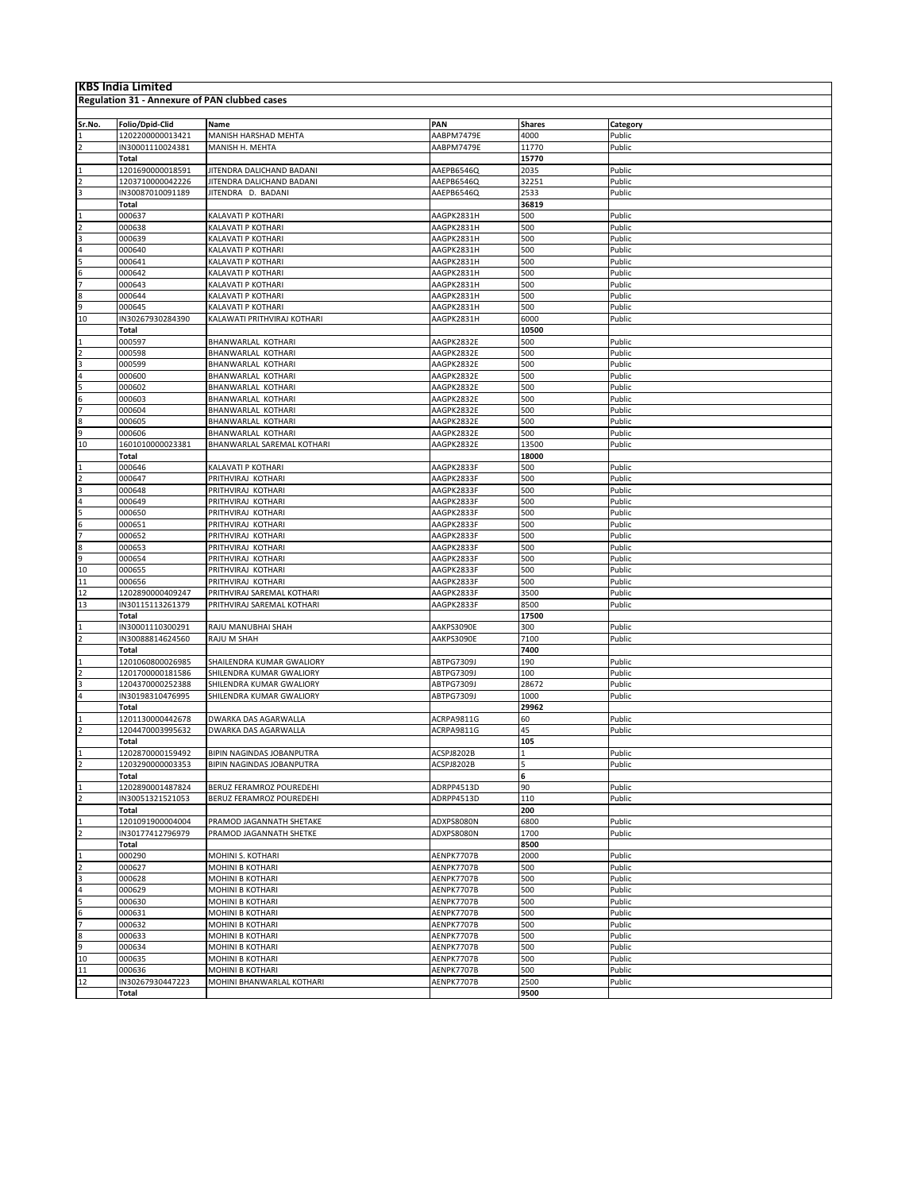# KBS India Limited

## Regulation 31 - Annexure of PAN clubbed cases

| Sr.No. | Folio/Dpid-Clid | Name | PAN | Shares | Category |
|---|---|---|---|---|---|
| 1 | 1202200000013421 | MANISH HARSHAD MEHTA | AABPM7479E | 4000 | Public |
| 2 | IN30001110024381 | MANISH H. MEHTA | AABPM7479E | 11770 | Public |
| | **Total** | | | **15770** | |
| 1 | 1201690000018591 | JITENDRA DALICHAND BADANI | AAEPB6546Q | 2035 | Public |
| 2 | 1203710000042226 | JITENDRA DALICHAND BADANI | AAEPB6546Q | 32251 | Public |
| 3 | IN30087010091189 | JITENDRA D. BADANI | AAEPB6546Q | 2533 | Public |
| | **Total** | | | **36819** | |
| 1 | 000637 | KALAVATI P KOTHARI | AAGPK2831H | 500 | Public |
| 2 | 000638 | KALAVATI P KOTHARI | AAGPK2831H | 500 | Public |
| 3 | 000639 | KALAVATI P KOTHARI | AAGPK2831H | 500 | Public |
| 4 | 000640 | KALAVATI P KOTHARI | AAGPK2831H | 500 | Public |
| 5 | 000641 | KALAVATI P KOTHARI | AAGPK2831H | 500 | Public |
| 6 | 000642 | KALAVATI P KOTHARI | AAGPK2831H | 500 | Public |
| 7 | 000643 | KALAVATI P KOTHARI | AAGPK2831H | 500 | Public |
| 8 | 000644 | KALAVATI P KOTHARI | AAGPK2831H | 500 | Public |
| 9 | 000645 | KALAVATI P KOTHARI | AAGPK2831H | 500 | Public |
| 10 | IN30267930284390 | KALAWATI PRITHVIRAJ KOTHARI | AAGPK2831H | 6000 | Public |
| | **Total** | | | **10500** | |
| 1 | 000597 | BHANWARLAL KOTHARI | AAGPK2832E | 500 | Public |
| 2 | 000598 | BHANWARLAL KOTHARI | AAGPK2832E | 500 | Public |
| 3 | 000599 | BHANWARLAL KOTHARI | AAGPK2832E | 500 | Public |
| 4 | 000600 | BHANWARLAL KOTHARI | AAGPK2832E | 500 | Public |
| 5 | 000602 | BHANWARLAL KOTHARI | AAGPK2832E | 500 | Public |
| 6 | 000603 | BHANWARLAL KOTHARI | AAGPK2832E | 500 | Public |
| 7 | 000604 | BHANWARLAL KOTHARI | AAGPK2832E | 500 | Public |
| 8 | 000605 | BHANWARLAL KOTHARI | AAGPK2832E | 500 | Public |
| 9 | 000606 | BHANWARLAL KOTHARI | AAGPK2832E | 500 | Public |
| 10 | 1601010000023381 | BHANWARLAL SAREMAL KOTHARI | AAGPK2832E | 13500 | Public |
| | **Total** | | | **18000** | |
| 1 | 000646 | KALAVATI P KOTHARI | AAGPK2833F | 500 | Public |
| 2 | 000647 | PRITHVIRAJ KOTHARI | AAGPK2833F | 500 | Public |
| 3 | 000648 | PRITHVIRAJ KOTHARI | AAGPK2833F | 500 | Public |
| 4 | 000649 | PRITHVIRAJ KOTHARI | AAGPK2833F | 500 | Public |
| 5 | 000650 | PRITHVIRAJ KOTHARI | AAGPK2833F | 500 | Public |
| 6 | 000651 | PRITHVIRAJ KOTHARI | AAGPK2833F | 500 | Public |
| 7 | 000652 | PRITHVIRAJ KOTHARI | AAGPK2833F | 500 | Public |
| 8 | 000653 | PRITHVIRAJ KOTHARI | AAGPK2833F | 500 | Public |
| 9 | 000654 | PRITHVIRAJ KOTHARI | AAGPK2833F | 500 | Public |
| 10 | 000655 | PRITHVIRAJ KOTHARI | AAGPK2833F | 500 | Public |
| 11 | 000656 | PRITHVIRAJ KOTHARI | AAGPK2833F | 500 | Public |
| 12 | 1202890000409247 | PRITHVIRAJ SAREMAL KOTHARI | AAGPK2833F | 3500 | Public |
| 13 | IN30115113261379 | PRITHVIRAJ SAREMAL KOTHARI | AAGPK2833F | 8500 | Public |
| | **Total** | | | **17500** | |
| 1 | IN30001110300291 | RAJU MANUBHAI SHAH | AAKPS3090E | 300 | Public |
| 2 | IN30088814624560 | RAJU M SHAH | AAKPS3090E | 7100 | Public |
| | **Total** | | | **7400** | |
| 1 | 1201060800026985 | SHAILENDRA KUMAR GWALIORY | ABTPG7309J | 190 | Public |
| 2 | 1201700000181586 | SHILENDRA KUMAR GWALIORY | ABTPG7309J | 100 | Public |
| 3 | 1204370000252388 | SHILENDRA KUMAR GWALIORY | ABTPG7309J | 28672 | Public |
| 4 | IN30198310476995 | SHILENDRA KUMAR GWALIORY | ABTPG7309J | 1000 | Public |
| | **Total** | | | **29962** | |
| 1 | 1201130000442678 | DWARKA DAS AGARWALLA | ACRPA9811G | 60 | Public |
| 2 | 1204470003995632 | DWARKA DAS AGARWALLA | ACRPA9811G | 45 | Public |
| | **Total** | | | **105** | |
| 1 | 1202870000159492 | BIPIN NAGINDAS JOBANPUTRA | ACSPJ8202B | 1 | Public |
| 2 | 1203290000003353 | BIPIN NAGINDAS JOBANPUTRA | ACSPJ8202B | 5 | Public |
| | **Total** | | | **6** | |
| 1 | 1202890001487824 | BERUZ FERAMROZ POUREDEHI | ADRPP4513D | 90 | Public |
| 2 | IN30051321521053 | BERUZ FERAMROZ POUREDEHI | ADRPP4513D | 110 | Public |
| | **Total** | | | **200** | |
| 1 | 1201091900004004 | PRAMOD JAGANNATH SHETAKE | ADXPS8080N | 6800 | Public |
| 2 | IN30177412796979 | PRAMOD JAGANNATH SHETKE | ADXPS8080N | 1700 | Public |
| | **Total** | | | **8500** | |
| 1 | 000290 | MOHINI S. KOTHARI | AENPK7707B | 2000 | Public |
| 2 | 000627 | MOHINI B KOTHARI | AENPK7707B | 500 | Public |
| 3 | 000628 | MOHINI B KOTHARI | AENPK7707B | 500 | Public |
| 4 | 000629 | MOHINI B KOTHARI | AENPK7707B | 500 | Public |
| 5 | 000630 | MOHINI B KOTHARI | AENPK7707B | 500 | Public |
| 6 | 000631 | MOHINI B KOTHARI | AENPK7707B | 500 | Public |
| 7 | 000632 | MOHINI B KOTHARI | AENPK7707B | 500 | Public |
| 8 | 000633 | MOHINI B KOTHARI | AENPK7707B | 500 | Public |
| 9 | 000634 | MOHINI B KOTHARI | AENPK7707B | 500 | Public |
| 10 | 000635 | MOHINI B KOTHARI | AENPK7707B | 500 | Public |
| 11 | 000636 | MOHINI B KOTHARI | AENPK7707B | 500 | Public |
| 12 | IN30267930447223 | MOHINI BHANWARLAL KOTHARI | AENPK7707B | 2500 | Public |
| | **Total** | | | **9500** | |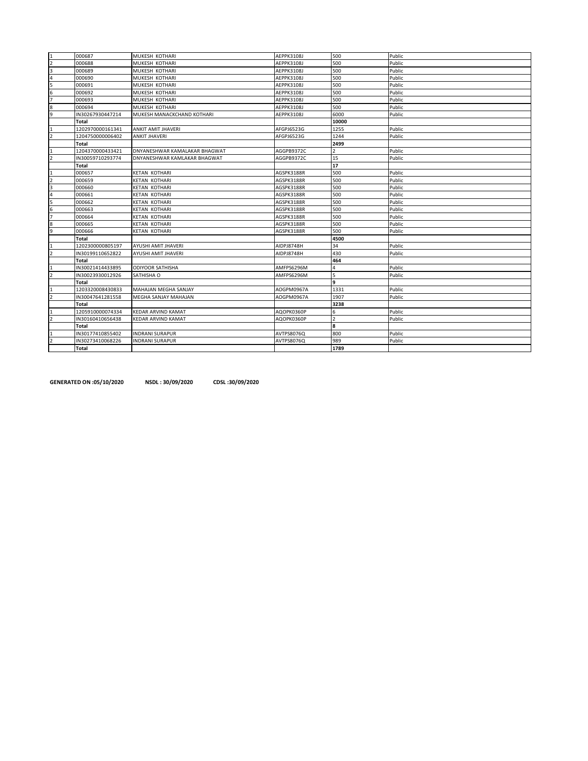| | | | | | |
|---|---|---|---|---|---|
| 1 | 000687 | MUKESH KOTHARI | AEPPK3108J | 500 | Public |
| 2 | 000688 | MUKESH KOTHARI | AEPPK3108J | 500 | Public |
| 3 | 000689 | MUKESH KOTHARI | AEPPK3108J | 500 | Public |
| 4 | 000690 | MUKESH KOTHARI | AEPPK3108J | 500 | Public |
| 5 | 000691 | MUKESH KOTHARI | AEPPK3108J | 500 | Public |
| 6 | 000692 | MUKESH KOTHARI | AEPPK3108J | 500 | Public |
| 7 | 000693 | MUKESH KOTHARI | AEPPK3108J | 500 | Public |
| 8 | 000694 | MUKESH KOTHARI | AEPPK3108J | 500 | Public |
| 9 | IN30267930447214 | MUKESH MANACKCHAND KOTHARI | AEPPK3108J | 6000 | Public |
| | **Total** | | | **10000** | |
| 1 | 1202970000161341 | ANKIT AMIT JHAVERI | AFGPJ6523G | 1255 | Public |
| 2 | 1204750000006402 | ANKIT JHAVERI | AFGPJ6523G | 1244 | Public |
| | **Total** | | | **2499** | |
| 1 | 1204370000433421 | DNYANESHWAR KAMALAKAR BHAGWAT | AGGPB9372C | 2 | Public |
| 2 | IN30059710293774 | DNYANESHWAR KAMLAKAR BHAGWAT | AGGPB9372C | 15 | Public |
| | **Total** | | | **17** | |
| 1 | 000657 | KETAN KOTHARI | AGSPK3188R | 500 | Public |
| 2 | 000659 | KETAN KOTHARI | AGSPK3188R | 500 | Public |
| 3 | 000660 | KETAN KOTHARI | AGSPK3188R | 500 | Public |
| 4 | 000661 | KETAN KOTHARI | AGSPK3188R | 500 | Public |
| 5 | 000662 | KETAN KOTHARI | AGSPK3188R | 500 | Public |
| 6 | 000663 | KETAN KOTHARI | AGSPK3188R | 500 | Public |
| 7 | 000664 | KETAN KOTHARI | AGSPK3188R | 500 | Public |
| 8 | 000665 | KETAN KOTHARI | AGSPK3188R | 500 | Public |
| 9 | 000666 | KETAN KOTHARI | AGSPK3188R | 500 | Public |
| | **Total** | | | **4500** | |
| 1 | 1202300000805197 | AYUSHI AMIT JHAVERI | AIDPJ8748H | 34 | Public |
| 2 | IN30199110652822 | AYUSHI AMIT JHAVERI | AIDPJ8748H | 430 | Public |
| | **Total** | | | **464** | |
| 1 | IN30021414433895 | ODIYOOR SATHISHA | AMFPS6296M | 4 | Public |
| 2 | IN30023930012926 | SATHISHA O | AMFPS6296M | 5 | Public |
| | **Total** | | | **9** | |
| 1 | 1203320008430833 | MAHAJAN MEGHA SANJAY | AOGPM0967A | 1331 | Public |
| 2 | IN30047641281558 | MEGHA SANJAY MAHAJAN | AOGPM0967A | 1907 | Public |
| | **Total** | | | **3238** | |
| 1 | 1205910000074334 | KEDAR ARVIND KAMAT | AQOPK0360P | 6 | Public |
| 2 | IN30160410656438 | KEDAR ARVIND KAMAT | AQOPK0360P | 2 | Public |
| | **Total** | | | **8** | |
| 1 | IN30177410855402 | INDRANI SURAPUR | AVTPS8076Q | 800 | Public |
| 2 | IN30273410068226 | INDRANI SURAPUR | AVTPS8076Q | 989 | Public |
| | **Total** | | | **1789** | |

**GENERATED ON :05/10/2020 NSDL : 30/09/2020 CDSL :30/09/2020**